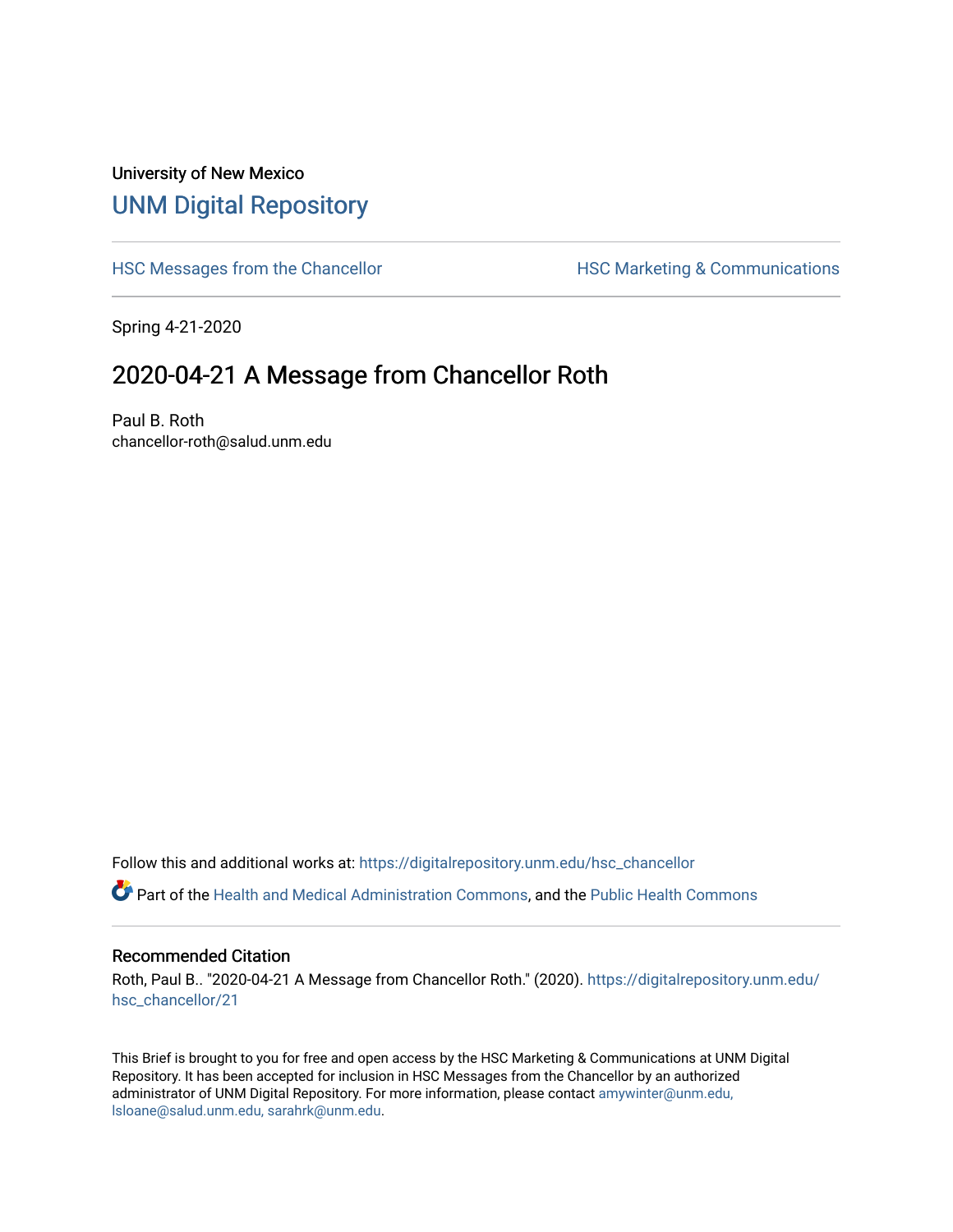University of New Mexico

# UNM Digital Repository

HSC Messages from the Chancellor | HSC Marketing & Communications

Spring 4-21-2020

## 2020-04-21 A Message from Chancellor Roth

Paul B. Roth
chancellor-roth@salud.unm.edu

Follow this and additional works at: https://digitalrepository.unm.edu/hsc_chancellor

Part of the Health and Medical Administration Commons, and the Public Health Commons

### Recommended Citation

Roth, Paul B.. "2020-04-21 A Message from Chancellor Roth." (2020). https://digitalrepository.unm.edu/hsc_chancellor/21

This Brief is brought to you for free and open access by the HSC Marketing & Communications at UNM Digital Repository. It has been accepted for inclusion in HSC Messages from the Chancellor by an authorized administrator of UNM Digital Repository. For more information, please contact amywinter@unm.edu, lsloane@salud.unm.edu, sarahrk@unm.edu.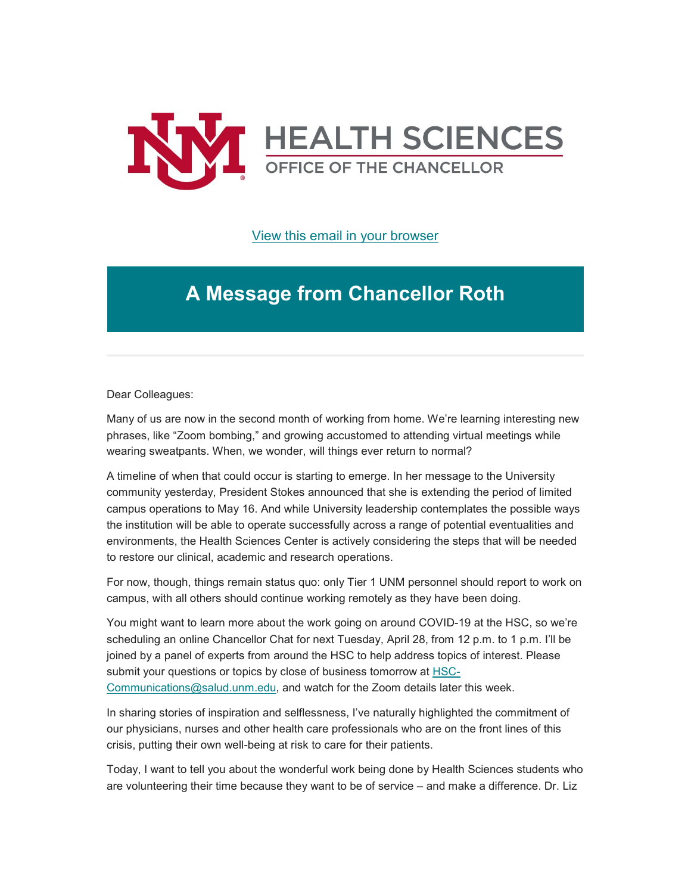HEALTH SCIENCES

OFFICE OF THE CHANCELLOR

[View this email in your browser]

# A Message from Chancellor Roth

Dear Colleagues:

Many of us are now in the second month of working from home. We're learning interesting new phrases, like "Zoom bombing," and growing accustomed to attending virtual meetings while wearing sweatpants. When, we wonder, will things ever return to normal?

A timeline of when that could occur is starting to emerge. In her message to the University community yesterday, President Stokes announced that she is extending the period of limited campus operations to May 16. And while University leadership contemplates the possible ways the institution will be able to operate successfully across a range of potential eventualities and environments, the Health Sciences Center is actively considering the steps that will be needed to restore our clinical, academic and research operations.

For now, though, things remain status quo: only Tier 1 UNM personnel should report to work on campus, with all others should continue working remotely as they have been doing.

You might want to learn more about the work going on around COVID-19 at the HSC, so we're scheduling an online Chancellor Chat for next Tuesday, April 28, from 12 p.m. to 1 p.m. I'll be joined by a panel of experts from around the HSC to help address topics of interest. Please submit your questions or topics by close of business tomorrow at HSC-Communications@salud.unm.edu, and watch for the Zoom details later this week.

In sharing stories of inspiration and selflessness, I've naturally highlighted the commitment of our physicians, nurses and other health care professionals who are on the front lines of this crisis, putting their own well-being at risk to care for their patients.

Today, I want to tell you about the wonderful work being done by Health Sciences students who are volunteering their time because they want to be of service – and make a difference. Dr. Liz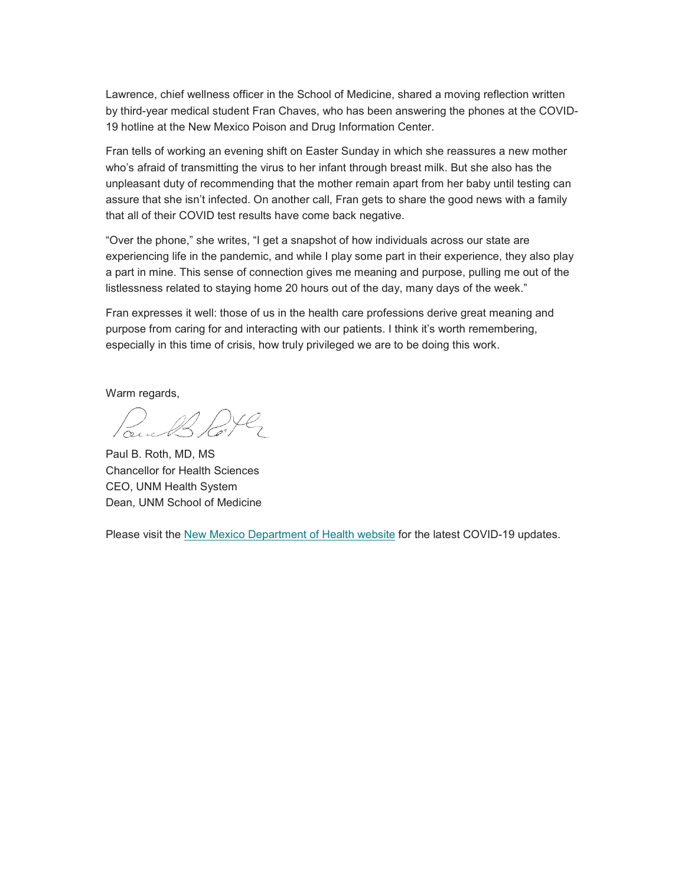Lawrence, chief wellness officer in the School of Medicine, shared a moving reflection written by third-year medical student Fran Chaves, who has been answering the phones at the COVID-19 hotline at the New Mexico Poison and Drug Information Center.

Fran tells of working an evening shift on Easter Sunday in which she reassures a new mother who's afraid of transmitting the virus to her infant through breast milk. But she also has the unpleasant duty of recommending that the mother remain apart from her baby until testing can assure that she isn't infected. On another call, Fran gets to share the good news with a family that all of their COVID test results have come back negative.

"Over the phone," she writes, "I get a snapshot of how individuals across our state are experiencing life in the pandemic, and while I play some part in their experience, they also play a part in mine. This sense of connection gives me meaning and purpose, pulling me out of the listlessness related to staying home 20 hours out of the day, many days of the week."

Fran expresses it well: those of us in the health care professions derive great meaning and purpose from caring for and interacting with our patients. I think it's worth remembering, especially in this time of crisis, how truly privileged we are to be doing this work.

Warm regards,

Paul B. Roth, MD, MS
Chancellor for Health Sciences
CEO, UNM Health System
Dean, UNM School of Medicine

Please visit the [New Mexico Department of Health website] for the latest COVID-19 updates.